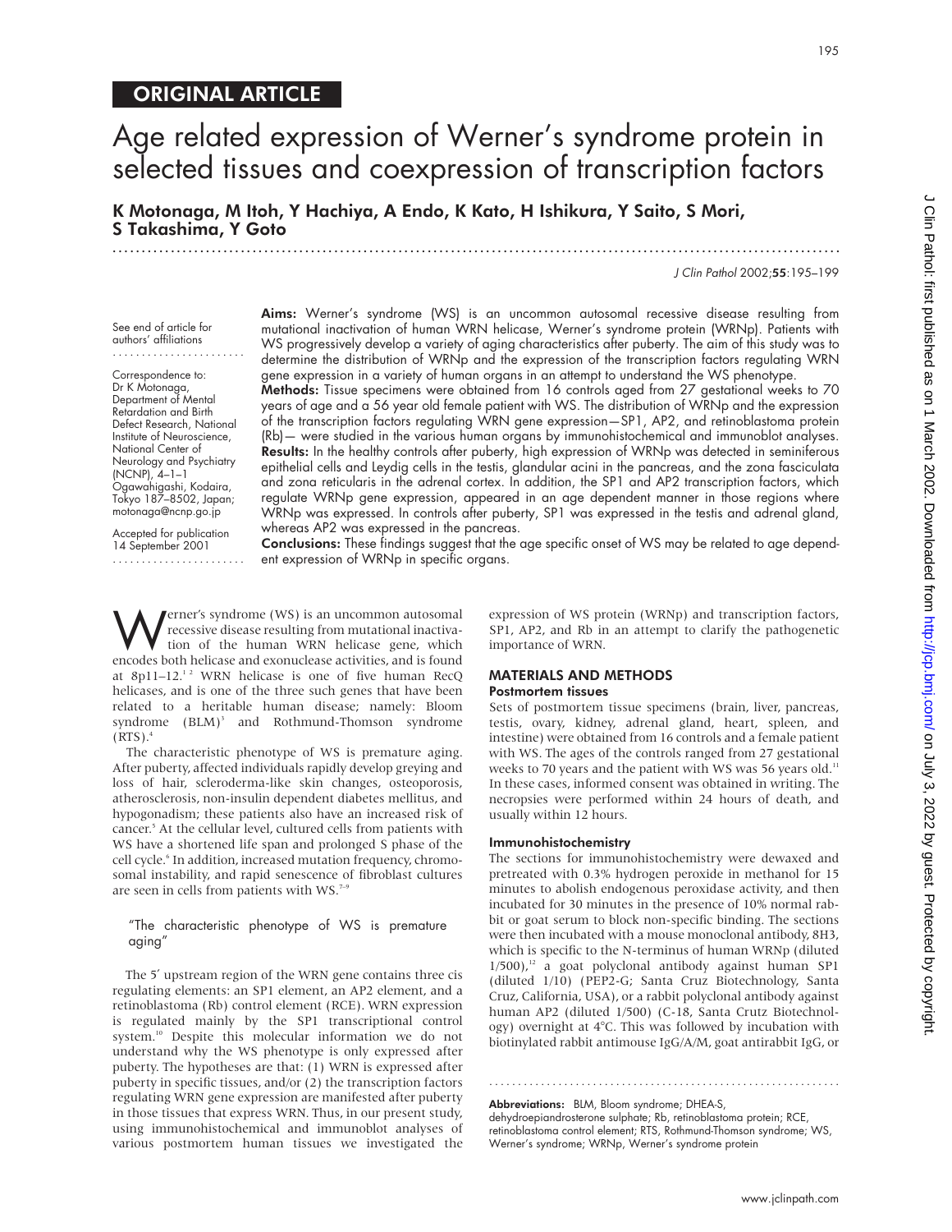## ORIGINAL ARTICLE

# Age related expression of Werner's syndrome protein in selected tissues and coexpression of transcription factors

**K Motonaga, M Itoh, Y Hachiya, A Endo, K Kato, H Ishikura, Y Saito, S Mori, S Takashima, Y Goto**

*J Clin Pathol* 2002;**55**:195–199

See end of article for authors' affiliations

Correspondence to: Dr K Motonaga, Department of Mental Retardation and Birth Defect Research, National Institute of Neuroscience, National Center of Neurology and Psychiatry (NCNP), 4–1–1 Ogawahigashi, Kodaira, Tokyo 187–8502, Japan; motonaga@ncnp.go.jp

Accepted for publication 14 September 2001

**Aims:** Werner's syndrome (WS) is an uncommon autosomal recessive disease resulting from mutational inactivation of human WRN helicase, Werner's syndrome protein (WRNp). Patients with WS progressively develop a variety of aging characteristics after puberty. The aim of this study was to determine the distribution of WRNp and the expression of the transcription factors regulating WRN gene expression in a variety of human organs in an attempt to understand the WS phenotype.

**Methods:** Tissue specimens were obtained from 16 controls aged from 27 gestational weeks to 70 years of age and a 56 year old female patient with WS. The distribution of WRNp and the expression of the transcription factors regulating WRN gene expression—SP1, AP2, and retinoblastoma protein (Rb)— were studied in the various human organs by immunohistochemical and immunoblot analyses.

**Results:** In the healthy controls after puberty, high expression of WRNp was detected in seminiferous epithelial cells and Leydig cells in the testis, glandular acini in the pancreas, and the zona fasciculata and zona reticularis in the adrenal cortex. In addition, the SP1 and AP2 transcription factors, which regulate WRNp gene expression, appeared in an age dependent manner in those regions where WRNp was expressed. In controls after puberty, SP1 was expressed in the testis and adrenal gland, whereas AP2 was expressed in the pancreas.

**Conclusions:** These findings suggest that the age specific onset of WS may be related to age dependent expression of WRNp in specific organs.

Werner's syndrome (WS) is an uncommon autosomal recessive disease resulting from mutational inactivation of the human WRN helicase gene, which encodes both helicase and exonuclease activities, and is found at 8p11–12.[1,2] WRN helicase is one of five human RecQ helicases, and is one of the three such genes that have been related to a heritable human disease; namely: Bloom syndrome (BLM)[3] and Rothmund-Thomson syndrome (RTS).[4]

The characteristic phenotype of WS is premature aging. After puberty, affected individuals rapidly develop greying and loss of hair, scleroderma-like skin changes, osteoporosis, atherosclerosis, non-insulin dependent diabetes mellitus, and hypogonadism; these patients also have an increased risk of cancer.[5] At the cellular level, cultured cells from patients with WS have a shortened life span and prolonged S phase of the cell cycle.[6] In addition, increased mutation frequency, chromosomal instability, and rapid senescence of fibroblast cultures are seen in cells from patients with WS.[7–9]

> "The characteristic phenotype of WS is premature aging"

The 5′ upstream region of the WRN gene contains three cis regulating elements: an SP1 element, an AP2 element, and a retinoblastoma (Rb) control element (RCE). WRN expression is regulated mainly by the SP1 transcriptional control system.[10] Despite this molecular information we do not understand why the WS phenotype is only expressed after puberty. The hypotheses are that: (1) WRN is expressed after puberty in specific tissues, and/or (2) the transcription factors regulating WRN gene expression are manifested after puberty in those tissues that express WRN. Thus, in our present study, using immunohistochemical and immunoblot analyses of various postmortem human tissues we investigated the expression of WS protein (WRNp) and transcription factors, SP1, AP2, and Rb in an attempt to clarify the pathogenetic importance of WRN.

## MATERIALS AND METHODS

### Postmortem tissues

Sets of postmortem tissue specimens (brain, liver, pancreas, testis, ovary, kidney, adrenal gland, heart, spleen, and intestine) were obtained from 16 controls and a female patient with WS. The ages of the controls ranged from 27 gestational weeks to 70 years and the patient with WS was 56 years old.[11] In these cases, informed consent was obtained in writing. The necropsies were performed within 24 hours of death, and usually within 12 hours.

### Immunohistochemistry

The sections for immunohistochemistry were dewaxed and pretreated with 0.3% hydrogen peroxide in methanol for 15 minutes to abolish endogenous peroxidase activity, and then incubated for 30 minutes in the presence of 10% normal rabbit or goat serum to block non-specific binding. The sections were then incubated with a mouse monoclonal antibody, 8H3, which is specific to the N-terminus of human WRNp (diluted 1/500),[12] a goat polyclonal antibody against human SP1 (diluted 1/10) (PEP2-G; Santa Cruz Biotechnology, Santa Cruz, California, USA), or a rabbit polyclonal antibody against human AP2 (diluted 1/500) (C-18, Santa Crutz Biotechnology) overnight at 4°C. This was followed by incubation with biotinylated rabbit antimouse IgG/A/M, goat antirabbit IgG, or

**Abbreviations:** BLM, Bloom syndrome; DHEA-S, dehydroepiandrosterone sulphate; Rb, retinoblastoma protein; RCE, retinoblastoma control element; RTS, Rothmund-Thomson syndrome; WS, Werner's syndrome; WRNp, Werner's syndrome protein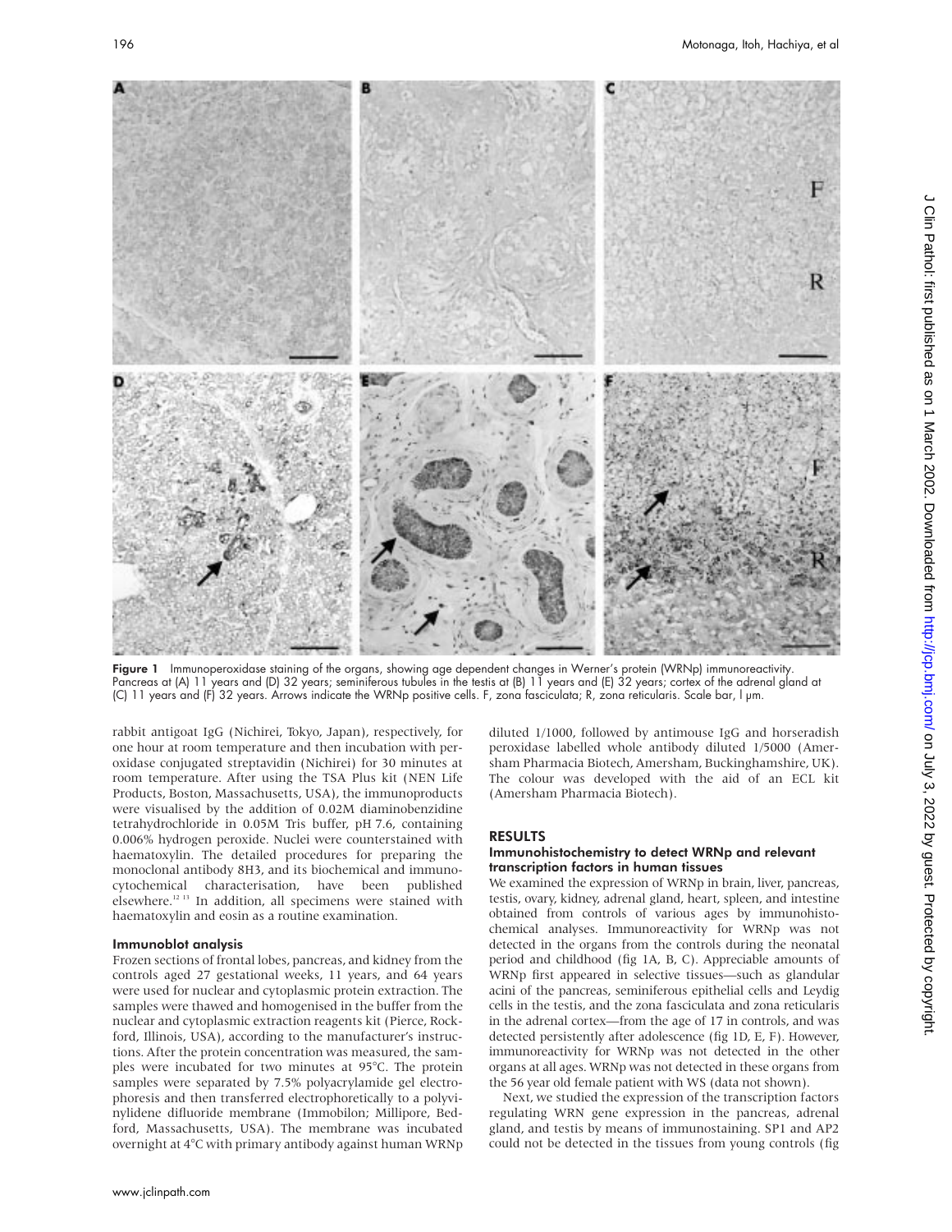**Figure 1** Immunoperoxidase staining of the organs, showing age dependent changes in Werner's protein (WRNp) immunoreactivity. Pancreas at (A) 11 years and (D) 32 years; seminiferous tubules in the testis at (B) 11 years and (E) 32 years; cortex of the adrenal gland at (C) 11 years and (F) 32 years. Arrows indicate the WRNp positive cells. F, zona fasciculata; R, zona reticularis. Scale bar, l μm.

rabbit antigoat IgG (Nichirei, Tokyo, Japan), respectively, for one hour at room temperature and then incubation with peroxidase conjugated streptavidin (Nichirei) for 30 minutes at room temperature. After using the TSA Plus kit (NEN Life Products, Boston, Massachusetts, USA), the immunoproducts were visualised by the addition of 0.02M diaminobenzidine tetrahydrochloride in 0.05M Tris buffer, pH 7.6, containing 0.006% hydrogen peroxide. Nuclei were counterstained with haematoxylin. The detailed procedures for preparing the monoclonal antibody 8H3, and its biochemical and immunocytochemical characterisation, have been published elsewhere.[12 13] In addition, all specimens were stained with haematoxylin and eosin as a routine examination.

### Immunoblot analysis

Frozen sections of frontal lobes, pancreas, and kidney from the controls aged 27 gestational weeks, 11 years, and 64 years were used for nuclear and cytoplasmic protein extraction. The samples were thawed and homogenised in the buffer from the nuclear and cytoplasmic extraction reagents kit (Pierce, Rockford, Illinois, USA), according to the manufacturer's instructions. After the protein concentration was measured, the samples were incubated for two minutes at 95°C. The protein samples were separated by 7.5% polyacrylamide gel electrophoresis and then transferred electrophoretically to a polyvinylidene difluoride membrane (Immobilon; Millipore, Bedford, Massachusetts, USA). The membrane was incubated overnight at 4°C with primary antibody against human WRNp diluted 1/1000, followed by antimouse IgG and horseradish peroxidase labelled whole antibody diluted 1/5000 (Amersham Pharmacia Biotech, Amersham, Buckinghamshire, UK). The colour was developed with the aid of an ECL kit (Amersham Pharmacia Biotech).

## RESULTS

### Immunohistochemistry to detect WRNp and relevant transcription factors in human tissues

We examined the expression of WRNp in brain, liver, pancreas, testis, ovary, kidney, adrenal gland, heart, spleen, and intestine obtained from controls of various ages by immunohistochemical analyses. Immunoreactivity for WRNp was not detected in the organs from the controls during the neonatal period and childhood (fig 1A, B, C). Appreciable amounts of WRNp first appeared in selective tissues—such as glandular acini of the pancreas, seminiferous epithelial cells and Leydig cells in the testis, and the zona fasciculata and zona reticularis in the adrenal cortex—from the age of 17 in controls, and was detected persistently after adolescence (fig 1D, E, F). However, immunoreactivity for WRNp was not detected in the other organs at all ages. WRNp was not detected in these organs from the 56 year old female patient with WS (data not shown).

Next, we studied the expression of the transcription factors regulating WRN gene expression in the pancreas, adrenal gland, and testis by means of immunostaining. SP1 and AP2 could not be detected in the tissues from young controls (fig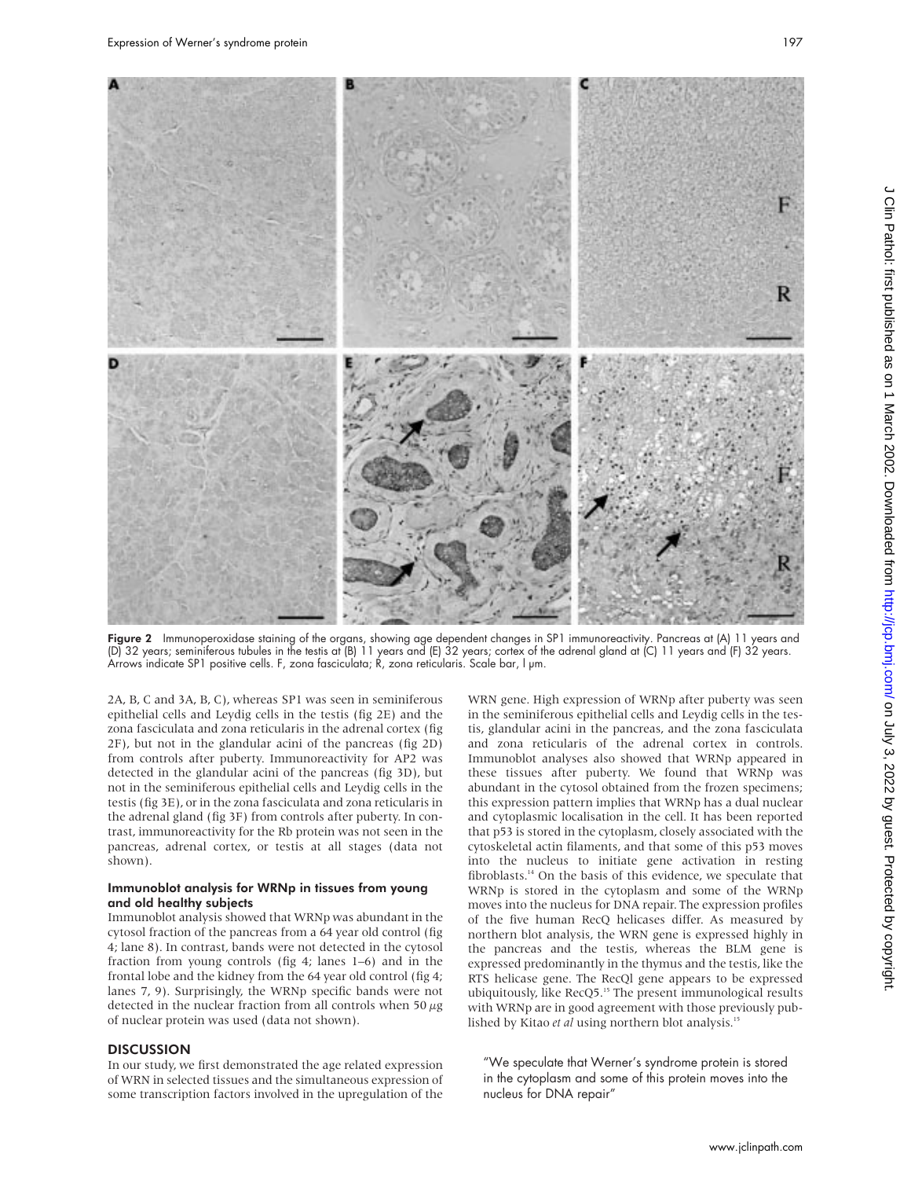Figure 2 Immunoperoxidase staining of the organs, showing age dependent changes in SP1 immunoreactivity. Pancreas at (A) 11 years and (D) 32 years; seminiferous tubules in the testis at (B) 11 years and (E) 32 years; cortex of the adrenal gland at (C) 11 years and (F) 32 years. Arrows indicate SP1 positive cells. F, zona fasciculata; R, zona reticularis. Scale bar, l μm.

2A, B, C and 3A, B, C), whereas SP1 was seen in seminiferous epithelial cells and Leydig cells in the testis (fig 2E) and the zona fasciculata and zona reticularis in the adrenal cortex (fig 2F), but not in the glandular acini of the pancreas (fig 2D) from controls after puberty. Immunoreactivity for AP2 was detected in the glandular acini of the pancreas (fig 3D), but not in the seminiferous epithelial cells and Leydig cells in the testis (fig 3E), or in the zona fasciculata and zona reticularis in the adrenal gland (fig 3F) from controls after puberty. In contrast, immunoreactivity for the Rb protein was not seen in the pancreas, adrenal cortex, or testis at all stages (data not shown).

### Immunoblot analysis for WRNp in tissues from young and old healthy subjects

Immunoblot analysis showed that WRNp was abundant in the cytosol fraction of the pancreas from a 64 year old control (fig 4; lane 8). In contrast, bands were not detected in the cytosol fraction from young controls (fig 4; lanes 1–6) and in the frontal lobe and the kidney from the 64 year old control (fig 4; lanes 7, 9). Surprisingly, the WRNp specific bands were not detected in the nuclear fraction from all controls when 50 μg of nuclear protein was used (data not shown).

## DISCUSSION

In our study, we first demonstrated the age related expression of WRN in selected tissues and the simultaneous expression of some transcription factors involved in the upregulation of the WRN gene. High expression of WRNp after puberty was seen in the seminiferous epithelial cells and Leydig cells in the testis, glandular acini in the pancreas, and the zona fasciculata and zona reticularis of the adrenal cortex in controls. Immunoblot analyses also showed that WRNp appeared in these tissues after puberty. We found that WRNp was abundant in the cytosol obtained from the frozen specimens; this expression pattern implies that WRNp has a dual nuclear and cytoplasmic localisation in the cell. It has been reported that p53 is stored in the cytoplasm, closely associated with the cytoskeletal actin filaments, and that some of this p53 moves into the nucleus to initiate gene activation in resting fibroblasts.[14] On the basis of this evidence, we speculate that WRNp is stored in the cytoplasm and some of the WRNp moves into the nucleus for DNA repair. The expression profiles of the five human RecQ helicases differ. As measured by northern blot analysis, the WRN gene is expressed highly in the pancreas and the testis, whereas the BLM gene is expressed predominantly in the thymus and the testis, like the RTS helicase gene. The RecQl gene appears to be expressed ubiquitously, like RecQ5.[15] The present immunological results with WRNp are in good agreement with those previously published by Kitao *et al* using northern blot analysis.[15]

"We speculate that Werner's syndrome protein is stored in the cytoplasm and some of this protein moves into the nucleus for DNA repair"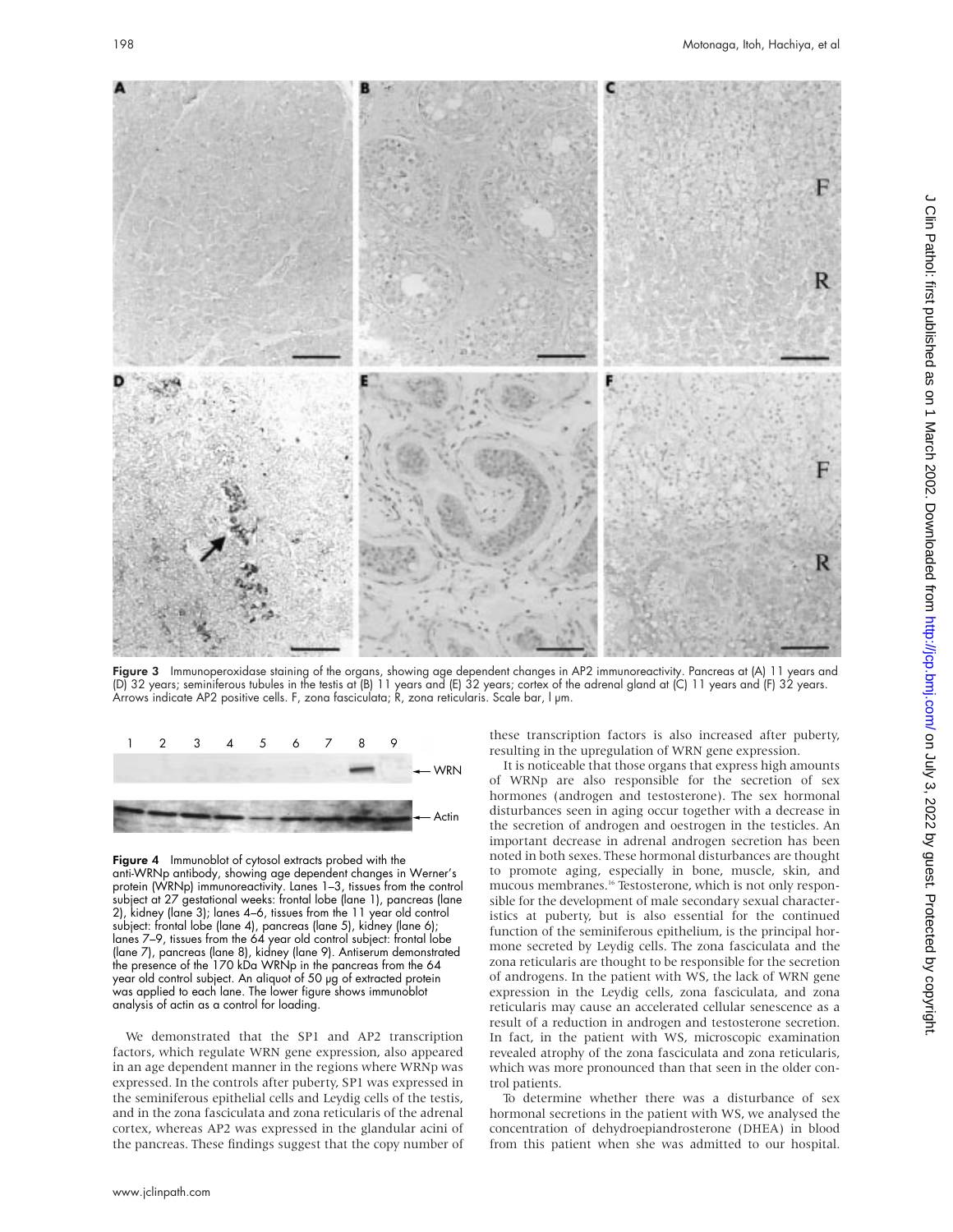Figure 3 Immunoperoxidase staining of the organs, showing age dependent changes in AP2 immunoreactivity. Pancreas at (A) 11 years and (D) 32 years; seminiferous tubules in the testis at (B) 11 years and (E) 32 years; cortex of the adrenal gland at (C) 11 years and (F) 32 years. Arrows indicate AP2 positive cells. F, zona fasciculata; R, zona reticularis. Scale bar, l μm.

Figure 4 Immunoblot of cytosol extracts probed with the anti-WRNp antibody, showing age dependent changes in Werner's protein (WRNp) immunoreactivity. Lanes 1–3, tissues from the control subject at 27 gestational weeks: frontal lobe (lane 1), pancreas (lane 2), kidney (lane 3); lanes 4–6, tissues from the 11 year old control subject: frontal lobe (lane 4), pancreas (lane 5), kidney (lane 6); lanes 7–9, tissues from the 64 year old control subject: frontal lobe (lane 7), pancreas (lane 8), kidney (lane 9). Antiserum demonstrated the presence of the 170 kDa WRNp in the pancreas from the 64 year old control subject. An aliquot of 50 μg of extracted protein was applied to each lane. The lower figure shows immunoblot analysis of actin as a control for loading.

We demonstrated that the SP1 and AP2 transcription factors, which regulate WRN gene expression, also appeared in an age dependent manner in the regions where WRNp was expressed. In the controls after puberty, SP1 was expressed in the seminiferous epithelial cells and Leydig cells of the testis, and in the zona fasciculata and zona reticularis of the adrenal cortex, whereas AP2 was expressed in the glandular acini of the pancreas. These findings suggest that the copy number of these transcription factors is also increased after puberty, resulting in the upregulation of WRN gene expression.

It is noticeable that those organs that express high amounts of WRNp are also responsible for the secretion of sex hormones (androgen and testosterone). The sex hormonal disturbances seen in aging occur together with a decrease in the secretion of androgen and oestrogen in the testicles. An important decrease in adrenal androgen secretion has been noted in both sexes. These hormonal disturbances are thought to promote aging, especially in bone, muscle, skin, and mucous membranes.[16] Testosterone, which is not only responsible for the development of male secondary sexual characteristics at puberty, but is also essential for the continued function of the seminiferous epithelium, is the principal hormone secreted by Leydig cells. The zona fasciculata and the zona reticularis are thought to be responsible for the secretion of androgens. In the patient with WS, the lack of WRN gene expression in the Leydig cells, zona fasciculata, and zona reticularis may cause an accelerated cellular senescence as a result of a reduction in androgen and testosterone secretion. In fact, in the patient with WS, microscopic examination revealed atrophy of the zona fasciculata and zona reticularis, which was more pronounced than that seen in the older control patients.

To determine whether there was a disturbance of sex hormonal secretions in the patient with WS, we analysed the concentration of dehydroepiandrosterone (DHEA) in blood from this patient when she was admitted to our hospital.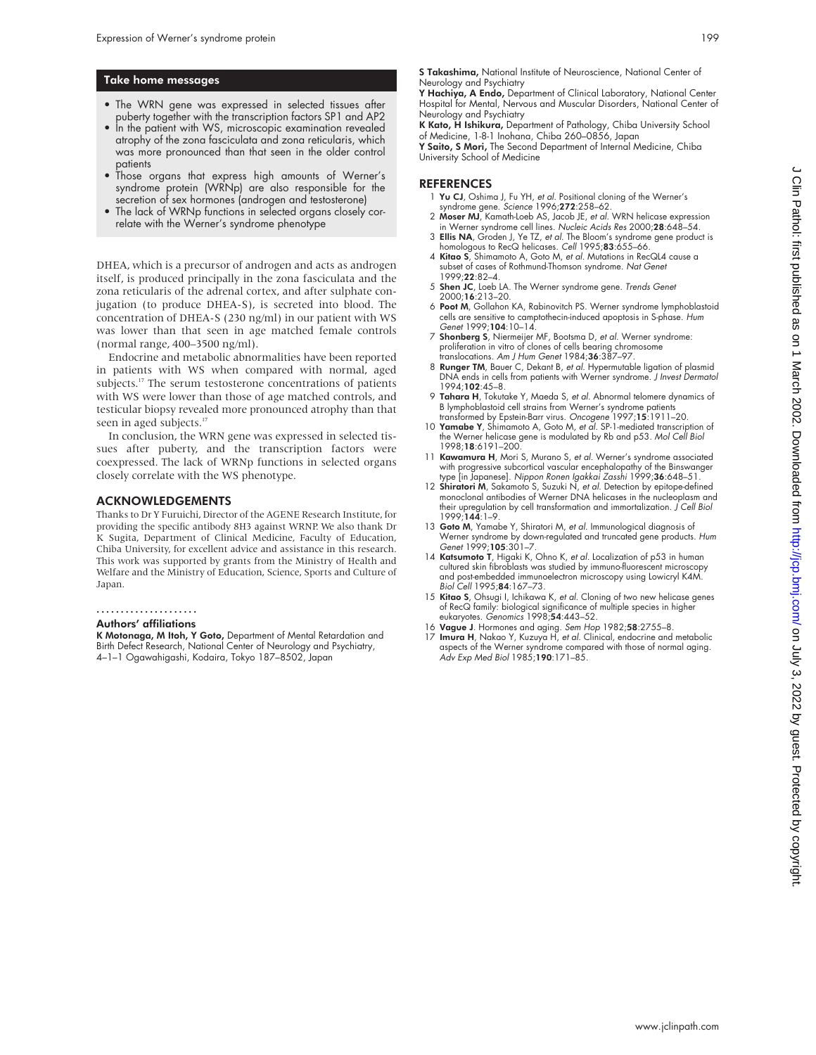## Take home messages

- The WRN gene was expressed in selected tissues after puberty together with the transcription factors SP1 and AP2
- In the patient with WS, microscopic examination revealed atrophy of the zona fasciculata and zona reticularis, which was more pronounced than that seen in the older control patients
- Those organs that express high amounts of Werner's syndrome protein (WRNp) are also responsible for the secretion of sex hormones (androgen and testosterone)
- The lack of WRNp functions in selected organs closely correlate with the Werner's syndrome phenotype

DHEA, which is a precursor of androgen and acts as androgen itself, is produced principally in the zona fasciculata and the zona reticularis of the adrenal cortex, and after sulphate conjugation (to produce DHEA-S), is secreted into blood. The concentration of DHEA-S (230 ng/ml) in our patient with WS was lower than that seen in age matched female controls (normal range, 400–3500 ng/ml).

Endocrine and metabolic abnormalities have been reported in patients with WS when compared with normal, aged subjects.[17] The serum testosterone concentrations of patients with WS were lower than those of age matched controls, and testicular biopsy revealed more pronounced atrophy than that seen in aged subjects.[17]

In conclusion, the WRN gene was expressed in selected tissues after puberty, and the transcription factors were coexpressed. The lack of WRNp functions in selected organs closely correlate with the WS phenotype.

## ACKNOWLEDGEMENTS

Thanks to Dr Y Furuichi, Director of the AGENE Research Institute, for providing the specific antibody 8H3 against WRNP. We also thank Dr K Sugita, Department of Clinical Medicine, Faculty of Education, Chiba University, for excellent advice and assistance in this research. This work was supported by grants from the Ministry of Health and Welfare and the Ministry of Education, Science, Sports and Culture of Japan.

### Authors' affiliations

**K Motonaga, M Itoh, Y Goto,** Department of Mental Retardation and Birth Defect Research, National Center of Neurology and Psychiatry, 4–1–1 Ogawahigashi, Kodaira, Tokyo 187–8502, Japan

**S Takashima,** National Institute of Neuroscience, National Center of Neurology and Psychiatry

**Y Hachiya, A Endo,** Department of Clinical Laboratory, National Center Hospital for Mental, Nervous and Muscular Disorders, National Center of Neurology and Psychiatry

**K Kato, H Ishikura,** Department of Pathology, Chiba University School of Medicine, 1-8-1 Inohana, Chiba 260–0856, Japan

**Y Saito, S Mori,** The Second Department of Internal Medicine, Chiba University School of Medicine

## REFERENCES

1. **Yu CJ**, Oshima J, Fu YH, *et al*. Positional cloning of the Werner's syndrome gene. *Science* 1996;**272**:258–62.
2. **Moser MJ**, Kamath-Loeb AS, Jacob JE, *et al*. WRN helicase expression in Werner syndrome cell lines. *Nucleic Acids Res* 2000;**28**:648–54.
3. **Ellis NA**, Groden J, Ye TZ, *et al*. The Bloom's syndrome gene product is homologous to RecQ helicases. *Cell* 1995;**83**:655–66.
4. **Kitao S**, Shimamoto A, Goto M, *et al*. Mutations in RecQL4 cause a subset of cases of Rothmund-Thomson syndrome. *Nat Genet* 1999;**22**:82–4.
5. **Shen JC**, Loeb LA. The Werner syndrome gene. *Trends Genet* 2000;**16**:213–20.
6. **Poot M**, Gollahon KA, Rabinovitch PS. Werner syndrome lymphoblastoid cells are sensitive to camptothecin-induced apoptosis in S-phase. *Hum Genet* 1999;**104**:10–14.
7. **Shonberg S**, Niermeijer MF, Bootsma D, *et al*. Werner syndrome: proliferation in vitro of clones of cells bearing chromosome translocations. *Am J Hum Genet* 1984;**36**:387–97.
8. **Runger TM**, Bauer C, Dekant B, *et al*. Hypermutable ligation of plasmid DNA ends in cells from patients with Werner syndrome. *J Invest Dermatol* 1994;**102**:45–8.
9. **Tahara H**, Tokutake Y, Maeda S, *et al*. Abnormal telomere dynamics of B lymphoblastoid cell strains from Werner's syndrome patients transformed by Epstein-Barr virus. *Oncogene* 1997;**15**:1911–20.
10. **Yamabe Y**, Shimamoto A, Goto M, *et al*. SP-1-mediated transcription of the Werner helicase gene is modulated by Rb and p53. *Mol Cell Biol* 1998;**18**:6191–200.
11. **Kawamura H**, Mori S, Murano S, *et al*. Werner's syndrome associated with progressive subcortical vascular encephalopathy of the Binswanger type [in Japanese]. *Nippon Ronen Igakkai Zasshi* 1999;**36**:648–51.
12. **Shiratori M**, Sakamoto S, Suzuki N, *et al*. Detection by epitope-defined monoclonal antibodies of Werner DNA helicases in the nucleoplasm and their upregulation by cell transformation and immortalization. *J Cell Biol* 1999;**144**:1–9.
13. **Goto M**, Yamabe Y, Shiratori M, *et al*. Immunological diagnosis of Werner syndrome by down-regulated and truncated gene products. *Hum Genet* 1999;**105**:301–7.
14. **Katsumoto T**, Higaki K, Ohno K, *et al*. Localization of p53 in human cultured skin fibroblasts was studied by immuno-fluorescent microscopy and post-embedded immunoelectron microscopy using Lowicryl K4M. *Biol Cell* 1995;**84**:167–73.
15. **Kitao S**, Ohsugi I, Ichikawa K, *et al*. Cloning of two new helicase genes of RecQ family: biological significance of multiple species in higher eukaryotes. *Genomics* 1998;**54**:443–52.
16. **Vague J**. Hormones and aging. *Sem Hop* 1982;**58**:2755–8.
17. **Imura H**, Nakao Y, Kuzuya H, *et al*. Clinical, endocrine and metabolic aspects of the Werner syndrome compared with those of normal aging. *Adv Exp Med Biol* 1985;**190**:171–85.